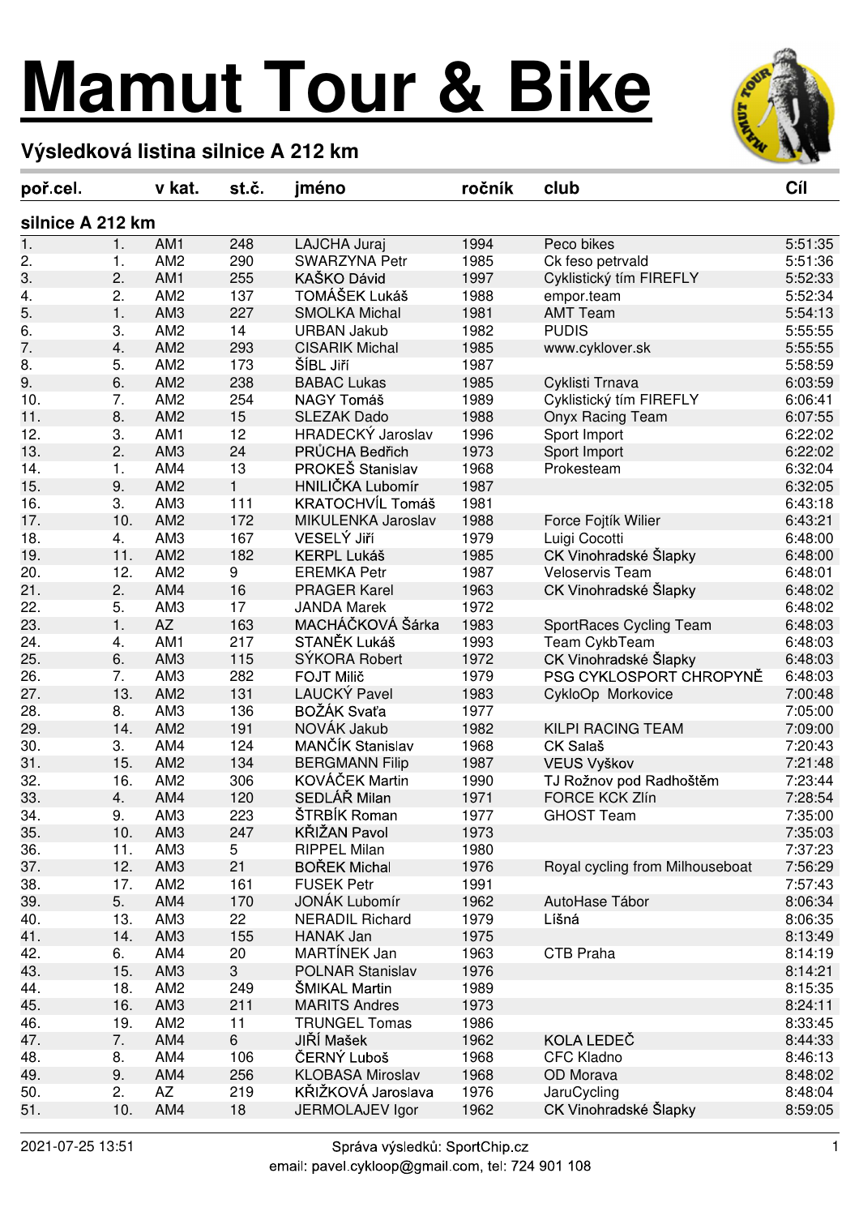# Mamut Tour & Bike

## Výsledková listina silnice A 212 km

| poř.cel. | v kat. | | st.č. | jméno | ročník | club | Cíl |
|---|---|---|---|---|---|---|---|
| **silnice A 212 km** | | | | | | | |
| 1. | 1. | AM1 | 248 | LAJCHA Juraj | 1994 | Peco bikes | 5:51:35 |
| 2. | 1. | AM2 | 290 | SWARZYNA Petr | 1985 | Ck feso petrvald | 5:51:36 |
| 3. | 2. | AM1 | 255 | KAŠKO Dávid | 1997 | Cyklistický tím FIREFLY | 5:52:33 |
| 4. | 2. | AM2 | 137 | TOMÁŠEK Lukáš | 1988 | empor.team | 5:52:34 |
| 5. | 1. | AM3 | 227 | SMOLKA Michal | 1981 | AMT Team | 5:54:13 |
| 6. | 3. | AM2 | 14 | URBAN Jakub | 1982 | PUDIS | 5:55:55 |
| 7. | 4. | AM2 | 293 | CISARIK Michal | 1985 | www.cyklover.sk | 5:55:55 |
| 8. | 5. | AM2 | 173 | ŠÍBL Jiří | 1987 | | 5:58:59 |
| 9. | 6. | AM2 | 238 | BABAC Lukas | 1985 | Cyklisti Trnava | 6:03:59 |
| 10. | 7. | AM2 | 254 | NAGY Tomáš | 1989 | Cyklistický tím FIREFLY | 6:06:41 |
| 11. | 8. | AM2 | 15 | SLEZAK Dado | 1988 | Onyx Racing Team | 6:07:55 |
| 12. | 3. | AM1 | 12 | HRADECKÝ Jaroslav | 1996 | Sport Import | 6:22:02 |
| 13. | 2. | AM3 | 24 | PRŮCHA Bedřich | 1973 | Sport Import | 6:22:02 |
| 14. | 1. | AM4 | 13 | PROKEŠ Stanislav | 1968 | Prokesteam | 6:32:04 |
| 15. | 9. | AM2 | 1 | HNILIČKA Lubomír | 1987 | | 6:32:05 |
| 16. | 3. | AM3 | 111 | KRATOCHVÍL Tomáš | 1981 | | 6:43:18 |
| 17. | 10. | AM2 | 172 | MIKULENKA Jaroslav | 1988 | Force Fojtík Wilier | 6:43:21 |
| 18. | 4. | AM3 | 167 | VESELÝ Jiří | 1979 | Luigi Cocotti | 6:48:00 |
| 19. | 11. | AM2 | 182 | KERPL Lukáš | 1985 | CK Vinohradské Šlapky | 6:48:00 |
| 20. | 12. | AM2 | 9 | EREMKA Petr | 1987 | Veloservis Team | 6:48:01 |
| 21. | 2. | AM4 | 16 | PRAGER Karel | 1963 | CK Vinohradské Šlapky | 6:48:02 |
| 22. | 5. | AM3 | 17 | JANDA Marek | 1972 | | 6:48:02 |
| 23. | 1. | AZ | 163 | MACHÁČKOVÁ Šárka | 1983 | SportRaces Cycling Team | 6:48:03 |
| 24. | 4. | AM1 | 217 | STANĚK Lukáš | 1993 | Team CykbTeam | 6:48:03 |
| 25. | 6. | AM3 | 115 | SÝKORA Robert | 1972 | CK Vinohradské Šlapky | 6:48:03 |
| 26. | 7. | AM3 | 282 | FOJT Milič | 1979 | PSG CYKLOSPORT CHROPYNĚ | 6:48:03 |
| 27. | 13. | AM2 | 131 | LAUCKÝ Pavel | 1983 | CykloOp  Morkovice | 7:00:48 |
| 28. | 8. | AM3 | 136 | BOŽÁK Svaťa | 1977 | | 7:05:00 |
| 29. | 14. | AM2 | 191 | NOVÁK Jakub | 1982 | KILPI RACING TEAM | 7:09:00 |
| 30. | 3. | AM4 | 124 | MANČÍK Stanislav | 1968 | CK Salaš | 7:20:43 |
| 31. | 15. | AM2 | 134 | BERGMANN Filip | 1987 | VEUS Vyškov | 7:21:48 |
| 32. | 16. | AM2 | 306 | KOVÁČEK Martin | 1990 | TJ Rožnov pod Radhoštěm | 7:23:44 |
| 33. | 4. | AM4 | 120 | SEDLÁŘ Milan | 1971 | FORCE KCK Zlín | 7:28:54 |
| 34. | 9. | AM3 | 223 | ŠTRBÍK Roman | 1977 | GHOST Team | 7:35:00 |
| 35. | 10. | AM3 | 247 | KŘIŽAN Pavol | 1973 | | 7:35:03 |
| 36. | 11. | AM3 | 5 | RIPPEL Milan | 1980 | | 7:37:23 |
| 37. | 12. | AM3 | 21 | BOŘEK Michal | 1976 | Royal cycling from Milhouseboat | 7:56:29 |
| 38. | 17. | AM2 | 161 | FUSEK Petr | 1991 | | 7:57:43 |
| 39. | 5. | AM4 | 170 | JONÁK Lubomír | 1962 | AutoHase Tábor | 8:06:34 |
| 40. | 13. | AM3 | 22 | NERADIL Richard | 1979 | Líšná | 8:06:35 |
| 41. | 14. | AM3 | 155 | HANAK Jan | 1975 | | 8:13:49 |
| 42. | 6. | AM4 | 20 | MARTÍNEK Jan | 1963 | CTB Praha | 8:14:19 |
| 43. | 15. | AM3 | 3 | POLNAR Stanislav | 1976 | | 8:14:21 |
| 44. | 18. | AM2 | 249 | ŠMIKAL Martin | 1989 | | 8:15:35 |
| 45. | 16. | AM3 | 211 | MARITS Andres | 1973 | | 8:24:11 |
| 46. | 19. | AM2 | 11 | TRUNGEL Tomas | 1986 | | 8:33:45 |
| 47. | 7. | AM4 | 6 | JIŘÍ Mašek | 1962 | KOLA LEDEČ | 8:44:33 |
| 48. | 8. | AM4 | 106 | ČERNÝ Luboš | 1968 | CFC Kladno | 8:46:13 |
| 49. | 9. | AM4 | 256 | KLOBASA Miroslav | 1968 | OD Morava | 8:48:02 |
| 50. | 2. | AZ | 219 | KŘIŽKOVÁ Jaroslava | 1976 | JaruCycling | 8:48:04 |
| 51. | 10. | AM4 | 18 | JERMOLAJEV Igor | 1962 | CK Vinohradské Šlapky | 8:59:05 |

2021-07-25 13:51 Správa výsledků: SportChip.cz
email: pavel.cykloop@gmail.com, tel: 724 901 108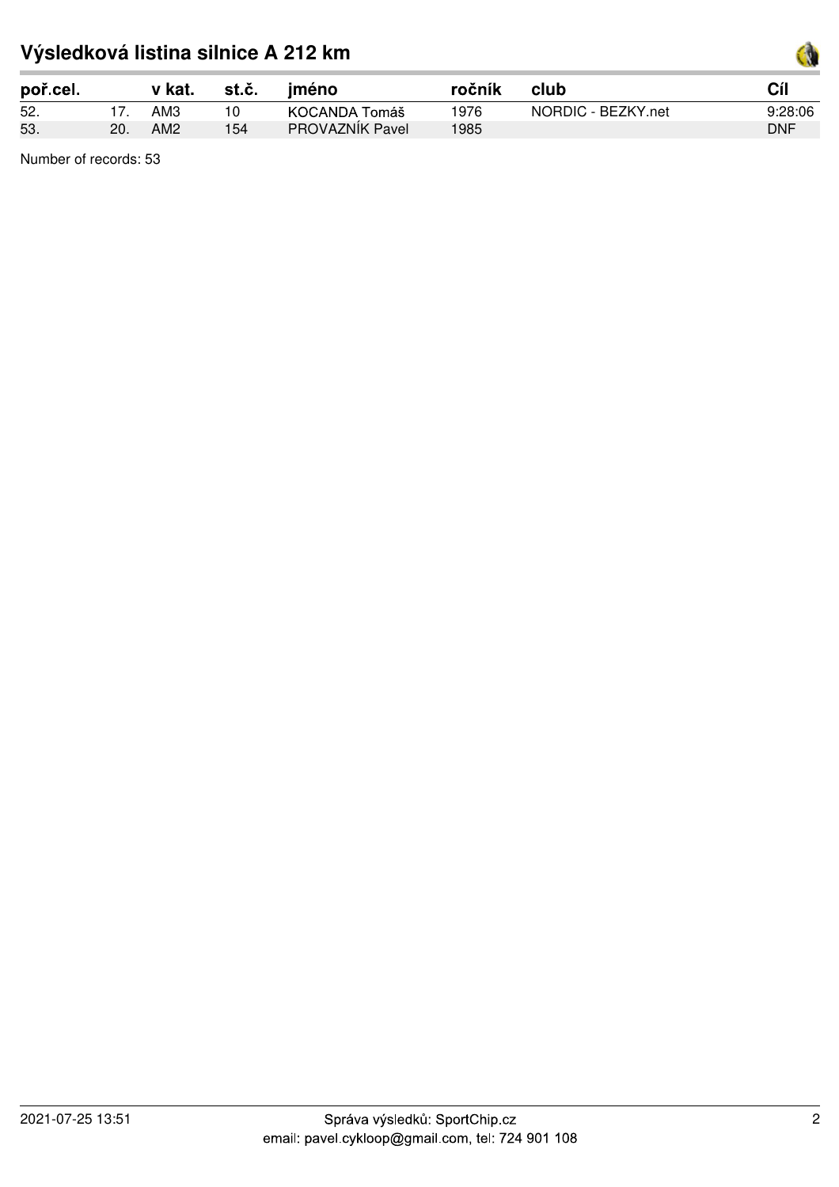# Výsledková listina silnice A 212 km

| poř.cel. | | v kat. | st.č. | jméno | ročník | club | Cíl |
|---|---|---|---|---|---|---|---|
| 52. | 17. | AM3 | 10 | KOCANDA Tomáš | 1976 | NORDIC - BEZKY.net | 9:28:06 |
| 53. | 20. | AM2 | 154 | PROVAZNÍK Pavel | 1985 | | DNF |

Number of records: 53

2021-07-25 13:51

Správa výsledků: SportChip.cz
email: pavel.cykloop@gmail.com, tel: 724 901 108